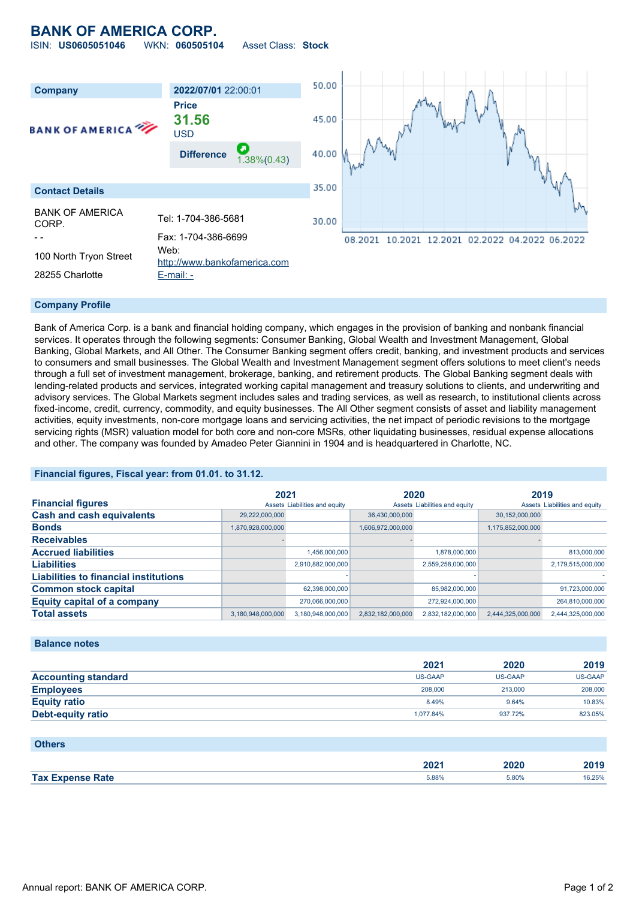# BANK OF AMERICA CORP.

ISIN: **US0605051046** WKN: **060505104** Asset Class: **Stock**

| Company | 2022/07/01 22:00:01 |
|---|---|
| BANK OF AMERICA | Price **31.56** USD |
| | Difference 1.38%(0.43) |

## Contact Details

| | |
|---|---|
| BANK OF AMERICA CORP. | Tel: 1-704-386-5681 |
| - - | Fax: 1-704-386-6699 |
| 100 North Tryon Street | Web: http://www.bankofamerica.com |
| 28255 Charlotte | E-mail: - |

## Company Profile

Bank of America Corp. is a bank and financial holding company, which engages in the provision of banking and nonbank financial services. It operates through the following segments: Consumer Banking, Global Wealth and Investment Management, Global Banking, Global Markets, and All Other. The Consumer Banking segment offers credit, banking, and investment products and services to consumers and small businesses. The Global Wealth and Investment Management segment offers solutions to meet client's needs through a full set of investment management, brokerage, banking, and retirement products. The Global Banking segment deals with lending-related products and services, integrated working capital management and treasury solutions to clients, and underwriting and advisory services. The Global Markets segment includes sales and trading services, as well as research, to institutional clients across fixed-income, credit, currency, commodity, and equity businesses. The All Other segment consists of asset and liability management activities, equity investments, non-core mortgage loans and servicing activities, the net impact of periodic revisions to the mortgage servicing rights (MSR) valuation model for both core and non-core MSRs, other liquidating businesses, residual expense allocations and other. The company was founded by Amadeo Peter Giannini in 1904 and is headquartered in Charlotte, NC.

## Financial figures, Fiscal year: from 01.01. to 31.12.

| Financial figures | 2021 | | 2020 | | 2019 | |
|---|---|---|---|---|---|---|
| | Assets | Liabilities and equity | Assets | Liabilities and equity | Assets | Liabilities and equity |
| **Cash and cash equivalents** | 29,222,000,000 | | 36,430,000,000 | | 30,152,000,000 | |
| **Bonds** | 1,870,928,000,000 | | 1,606,972,000,000 | | 1,175,852,000,000 | |
| **Receivables** | - | | - | | - | |
| **Accrued liabilities** | | 1,456,000,000 | | 1,878,000,000 | | 813,000,000 |
| **Liabilities** | | 2,910,882,000,000 | | 2,559,258,000,000 | | 2,179,515,000,000 |
| **Liabilities to financial institutions** | | - | | - | | - |
| **Common stock capital** | | 62,398,000,000 | | 85,982,000,000 | | 91,723,000,000 |
| **Equity capital of a company** | | 270,066,000,000 | | 272,924,000,000 | | 264,810,000,000 |
| **Total assets** | 3,180,948,000,000 | 3,180,948,000,000 | 2,832,182,000,000 | 2,832,182,000,000 | 2,444,325,000,000 | 2,444,325,000,000 |

## Balance notes

| | 2021 | 2020 | 2019 |
|---|---|---|---|
| **Accounting standard** | US-GAAP | US-GAAP | US-GAAP |
| **Employees** | 208,000 | 213,000 | 208,000 |
| **Equity ratio** | 8.49% | 9.64% | 10.83% |
| **Debt-equity ratio** | 1,077.84% | 937.72% | 823.05% |

## Others

| | 2021 | 2020 | 2019 |
|---|---|---|---|
| **Tax Expense Rate** | 5.88% | 5.80% | 16.25% |

Annual report: BANK OF AMERICA CORP.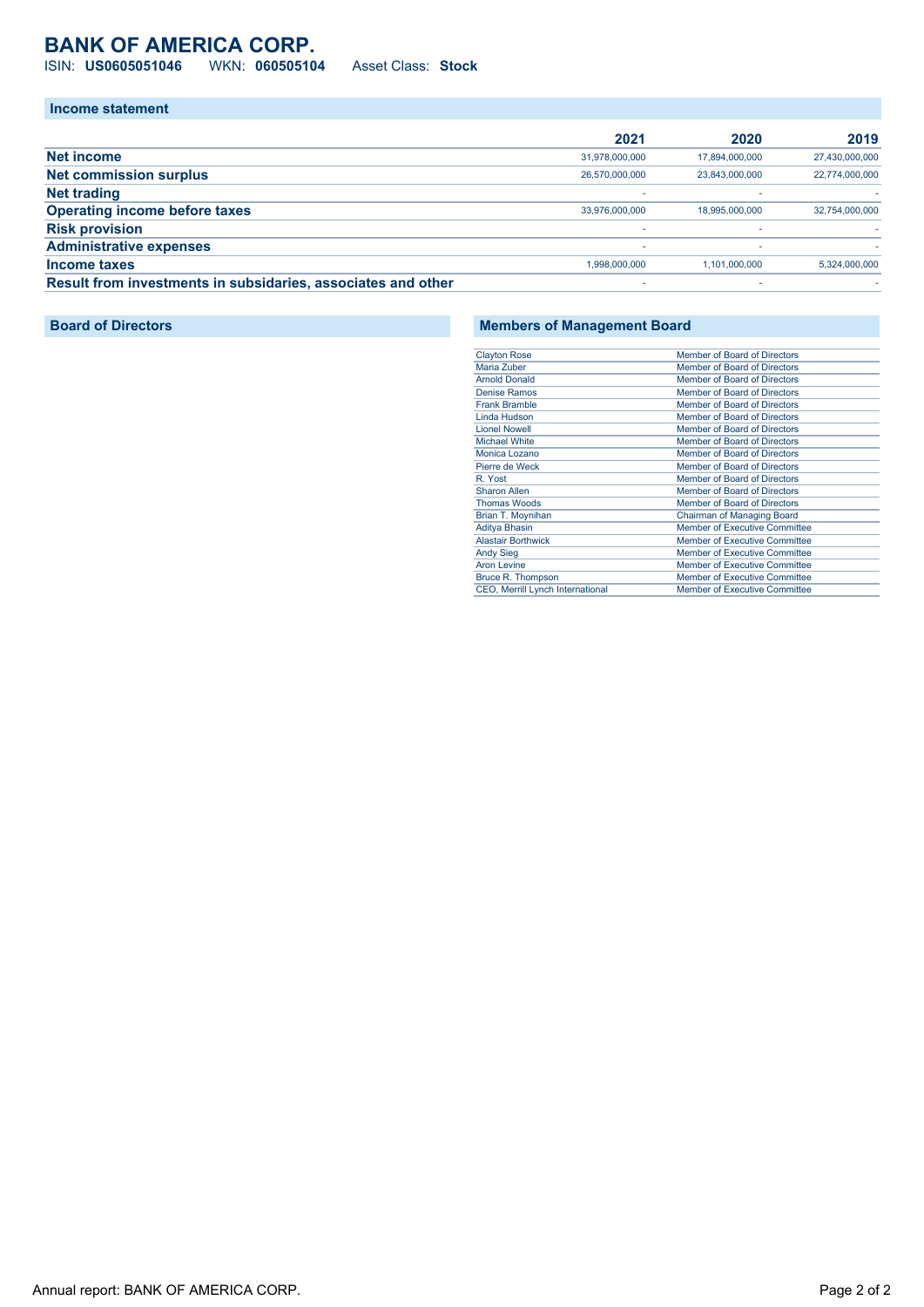# BANK OF AMERICA CORP.

ISIN: **US0605051046** WKN: **060505104** Asset Class: **Stock**

## Income statement

| | 2021 | 2020 | 2019 |
|---|---|---|---|
| **Net income** | 31,978,000,000 | 17,894,000,000 | 27,430,000,000 |
| **Net commission surplus** | 26,570,000,000 | 23,843,000,000 | 22,774,000,000 |
| **Net trading** | - | - | - |
| **Operating income before taxes** | 33,976,000,000 | 18,995,000,000 | 32,754,000,000 |
| **Risk provision** | - | - | - |
| **Administrative expenses** | - | - | - |
| **Income taxes** | 1,998,000,000 | 1,101,000,000 | 5,324,000,000 |
| **Result from investments in subsidiaries, associates and other** | - | - | - |

## Board of Directors

## Members of Management Board

| | |
|---|---|
| Clayton Rose | Member of Board of Directors |
| Maria Zuber | Member of Board of Directors |
| Arnold Donald | Member of Board of Directors |
| Denise Ramos | Member of Board of Directors |
| Frank Bramble | Member of Board of Directors |
| Linda Hudson | Member of Board of Directors |
| Lionel Nowell | Member of Board of Directors |
| Michael White | Member of Board of Directors |
| Monica Lozano | Member of Board of Directors |
| Pierre de Weck | Member of Board of Directors |
| R. Yost | Member of Board of Directors |
| Sharon Allen | Member of Board of Directors |
| Thomas Woods | Member of Board of Directors |
| Brian T. Moynihan | Chairman of Managing Board |
| Aditya Bhasin | Member of Executive Committee |
| Alastair Borthwick | Member of Executive Committee |
| Andy Sieg | Member of Executive Committee |
| Aron Levine | Member of Executive Committee |
| Bruce R. Thompson | Member of Executive Committee |
| CEO, Merrill Lynch International | Member of Executive Committee |